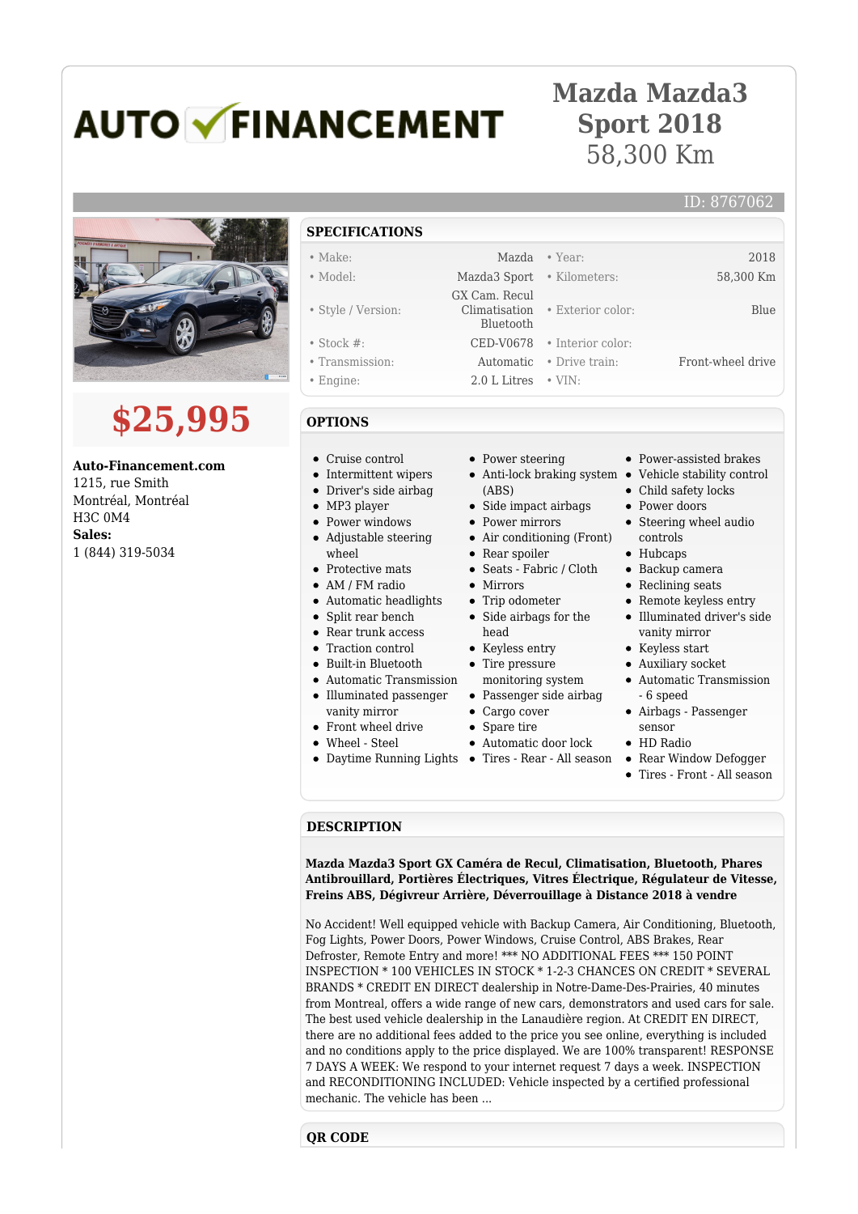# AUTO FINANCEMENT

# Mazda Mazda3 Sport 2018

58,300 Km

ID: 8767062

**$25,995**

**Auto-Financement.com**
1215, rue Smith
Montréal, Montréal
H3C 0M4
**Sales:**
1 (844) 319-5034

## SPECIFICATIONS

| | | | |
|---|---|---|---|
| • Make: | Mazda | • Year: | 2018 |
| • Model: | Mazda3 Sport | • Kilometers: | 58,300 Km |
| • Style / Version: | GX Cam. Recul Climatisation Bluetooth | • Exterior color: | Blue |
| • Stock #: | CED-V0678 | • Interior color: | |
| • Transmission: | Automatic | • Drive train: | Front-wheel drive |
| • Engine: | 2.0 L Litres | • VIN: | |

## OPTIONS

- Cruise control
- Intermittent wipers
- Driver's side airbag
- MP3 player
- Power windows
- Adjustable steering wheel
- Protective mats
- AM / FM radio
- Automatic headlights
- Split rear bench
- Rear trunk access
- Traction control
- Built-in Bluetooth
- Automatic Transmission
- Illuminated passenger vanity mirror
- Front wheel drive
- Wheel - Steel
- Daytime Running Lights
- Power steering
- Anti-lock braking system (ABS)
- Side impact airbags
- Power mirrors
- Air conditioning (Front)
- Rear spoiler
- Seats - Fabric / Cloth
- Mirrors
- Trip odometer
- Side airbags for the head
- Keyless entry
- Tire pressure monitoring system
- Passenger side airbag
- Cargo cover
- Spare tire
- Automatic door lock
- Tires - Rear - All season
- Power-assisted brakes
- Vehicle stability control
- Child safety locks
- Power doors
- Steering wheel audio controls
- Hubcaps
- Backup camera
- Reclining seats
- Remote keyless entry
- Illuminated driver's side vanity mirror
- Keyless start
- Auxiliary socket
- Automatic Transmission - 6 speed
- Airbags - Passenger sensor
- HD Radio
- Rear Window Defogger
- Tires - Front - All season

## DESCRIPTION

**Mazda Mazda3 Sport GX Caméra de Recul, Climatisation, Bluetooth, Phares Antibrouillard, Portières Électriques, Vitres Électrique, Régulateur de Vitesse, Freins ABS, Dégivreur Arrière, Déverrouillage à Distance 2018 à vendre**

No Accident! Well equipped vehicle with Backup Camera, Air Conditioning, Bluetooth, Fog Lights, Power Doors, Power Windows, Cruise Control, ABS Brakes, Rear Defroster, Remote Entry and more! *** NO ADDITIONAL FEES *** 150 POINT INSPECTION * 100 VEHICLES IN STOCK * 1-2-3 CHANCES ON CREDIT * SEVERAL BRANDS * CREDIT EN DIRECT dealership in Notre-Dame-Des-Prairies, 40 minutes from Montreal, offers a wide range of new cars, demonstrators and used cars for sale. The best used vehicle dealership in the Lanaudière region. At CREDIT EN DIRECT, there are no additional fees added to the price you see online, everything is included and no conditions apply to the price displayed. We are 100% transparent! RESPONSE 7 DAYS A WEEK: We respond to your internet request 7 days a week. INSPECTION and RECONDITIONING INCLUDED: Vehicle inspected by a certified professional mechanic. The vehicle has been ...

## QR CODE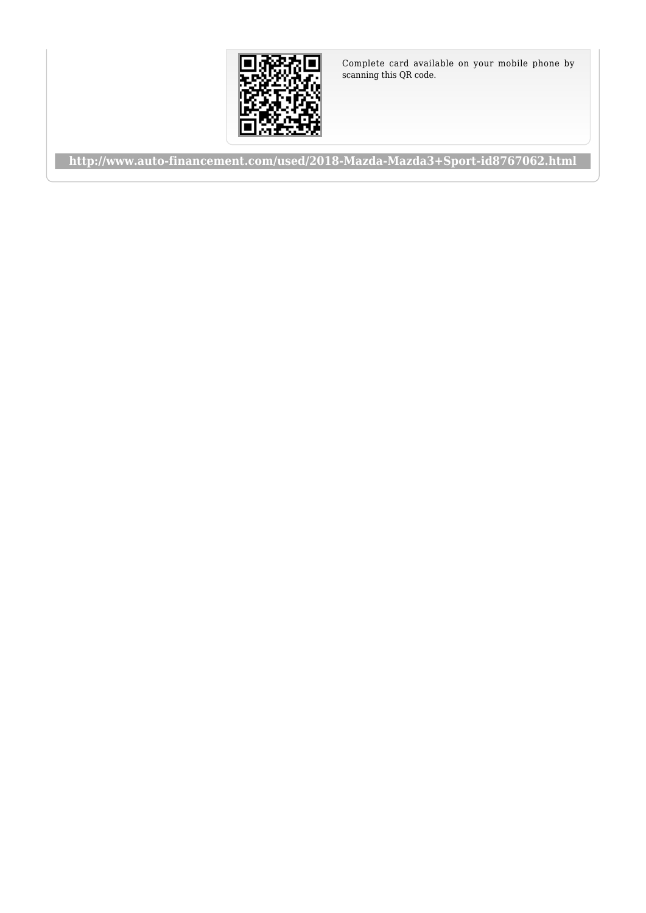Complete card available on your mobile phone by scanning this QR code.

**http://www.auto-financement.com/used/2018-Mazda-Mazda3+Sport-id8767062.html**